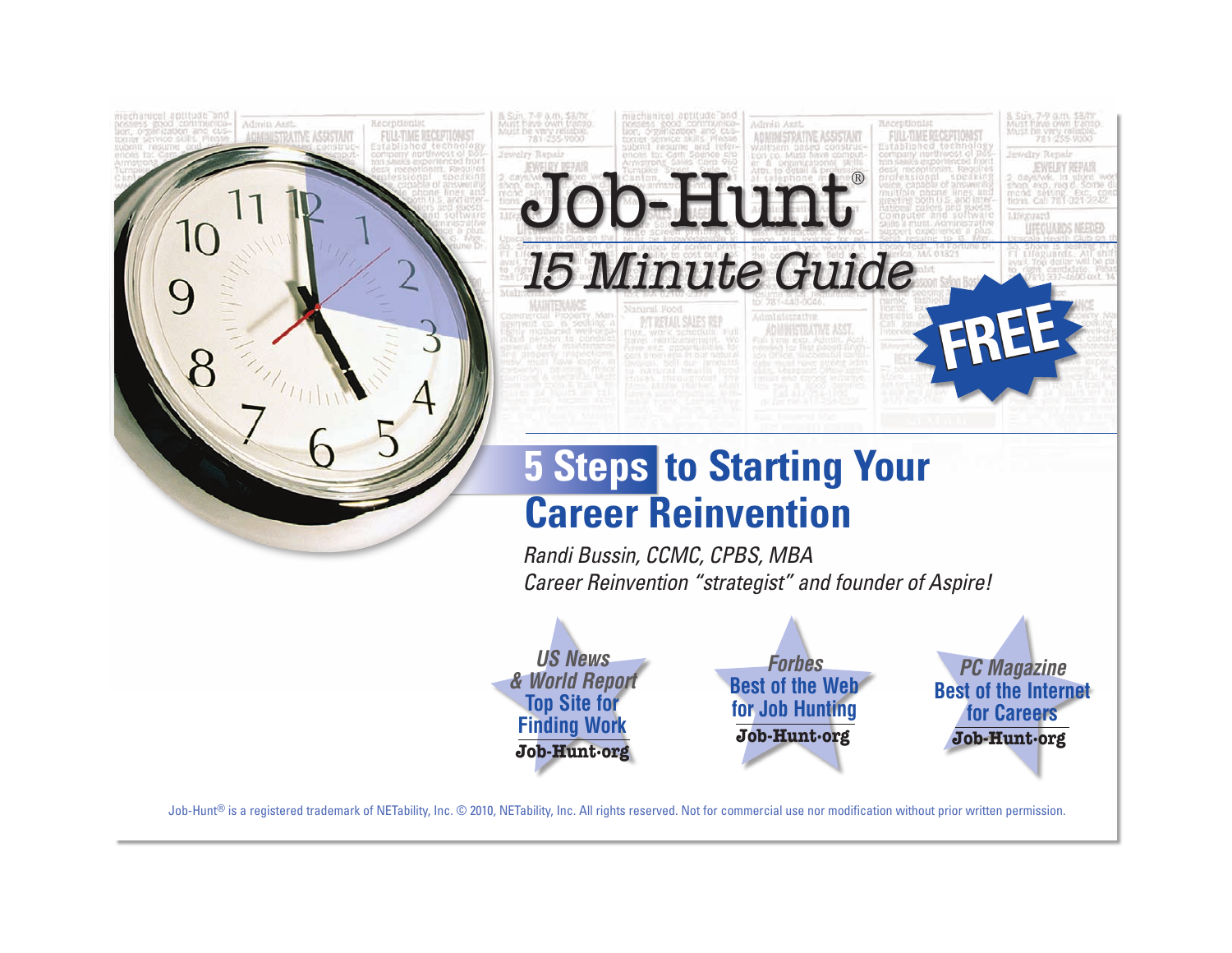# Job-Hunt®

## 15 Minute Guide

**FREE**

# 5 Steps to Starting Your Career Reinvention

*Randi Bussin, CCMC, CPBS, MBA*

*Career Reinvention "strategist" and founder of Aspire!*

***US News & World Report*** **Top Site for Finding Work** — **Job-Hunt.org**

***Forbes*** **Best of the Web for Job Hunting** — **Job-Hunt.org**

***PC Magazine*** **Best of the Internet for Careers** — **Job-Hunt.org**

Job-Hunt® is a registered trademark of NETability, Inc. © 2010, NETability, Inc. All rights reserved. Not for commercial use nor modification without prior written permission.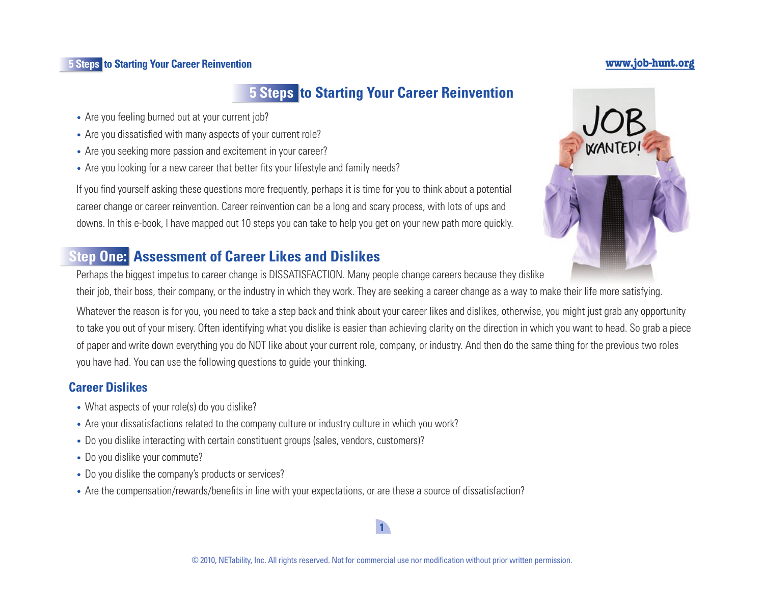# 5 Steps to Starting Your Career Reinvention

- Are you feeling burned out at your current job?
- Are you dissatisfied with many aspects of your current role?
- Are you seeking more passion and excitement in your career?
- Are you looking for a new career that better fits your lifestyle and family needs?

If you find yourself asking these questions more frequently, perhaps it is time for you to think about a potential career change or career reinvention. Career reinvention can be a long and scary process, with lots of ups and downs. In this e-book, I have mapped out 10 steps you can take to help you get on your new path more quickly.

## Step One: Assessment of Career Likes and Dislikes

Perhaps the biggest impetus to career change is DISSATISFACTION. Many people change careers because they dislike their job, their boss, their company, or the industry in which they work. They are seeking a career change as a way to make their life more satisfying.

Whatever the reason is for you, you need to take a step back and think about your career likes and dislikes, otherwise, you might just grab any opportunity to take you out of your misery. Often identifying what you dislike is easier than achieving clarity on the direction in which you want to head. So grab a piece of paper and write down everything you do NOT like about your current role, company, or industry. And then do the same thing for the previous two roles you have had. You can use the following questions to guide your thinking.

### Career Dislikes

- What aspects of your role(s) do you dislike?
- Are your dissatisfactions related to the company culture or industry culture in which you work?
- Do you dislike interacting with certain constituent groups (sales, vendors, customers)?
- Do you dislike your commute?
- Do you dislike the company's products or services?
- Are the compensation/rewards/benefits in line with your expectations, or are these a source of dissatisfaction?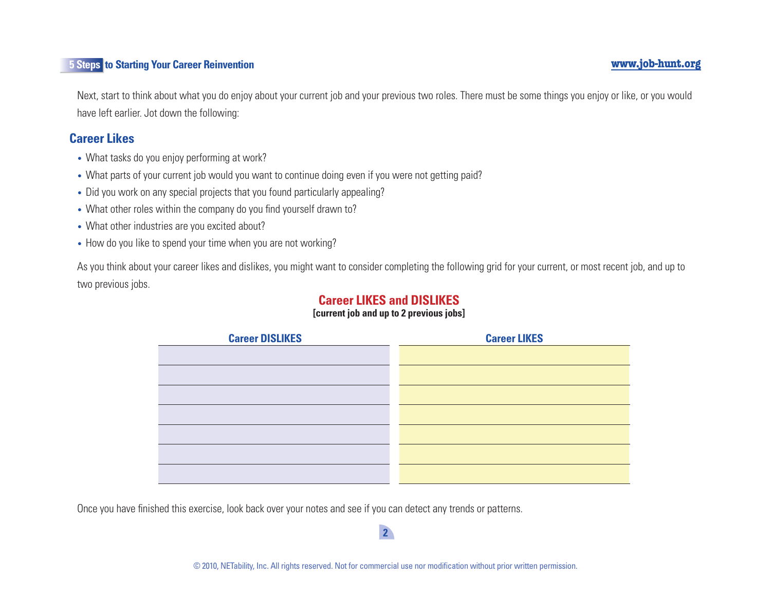Next, start to think about what you do enjoy about your current job and your previous two roles. There must be some things you enjoy or like, or you would have left earlier. Jot down the following:

## Career Likes

- What tasks do you enjoy performing at work?
- What parts of your current job would you want to continue doing even if you were not getting paid?
- Did you work on any special projects that you found particularly appealing?
- What other roles within the company do you find yourself drawn to?
- What other industries are you excited about?
- How do you like to spend your time when you are not working?

As you think about your career likes and dislikes, you might want to consider completing the following grid for your current, or most recent job, and up to two previous jobs.

### Career LIKES and DISLIKES

**[current job and up to 2 previous jobs]**

| Career DISLIKES | Career LIKES |
|---|---|
| | |
| | |
| | |
| | |
| | |
| | |
| | |

Once you have finished this exercise, look back over your notes and see if you can detect any trends or patterns.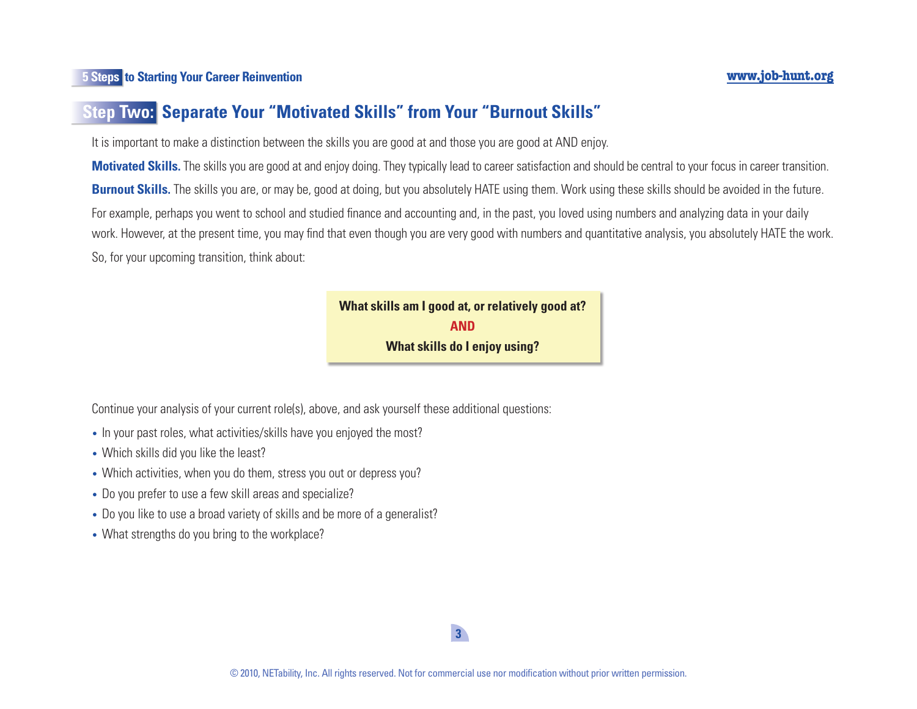## Step Two: Separate Your "Motivated Skills" from Your "Burnout Skills"

It is important to make a distinction between the skills you are good at and those you are good at AND enjoy.

**Motivated Skills.** The skills you are good at and enjoy doing. They typically lead to career satisfaction and should be central to your focus in career transition.

**Burnout Skills.** The skills you are, or may be, good at doing, but you absolutely HATE using them. Work using these skills should be avoided in the future.

For example, perhaps you went to school and studied finance and accounting and, in the past, you loved using numbers and analyzing data in your daily work. However, at the present time, you may find that even though you are very good with numbers and quantitative analysis, you absolutely HATE the work.

So, for your upcoming transition, think about:

> **What skills am I good at, or relatively good at?**
>
> **AND**
>
> **What skills do I enjoy using?**

Continue your analysis of your current role(s), above, and ask yourself these additional questions:

- In your past roles, what activities/skills have you enjoyed the most?
- Which skills did you like the least?
- Which activities, when you do them, stress you out or depress you?
- Do you prefer to use a few skill areas and specialize?
- Do you like to use a broad variety of skills and be more of a generalist?
- What strengths do you bring to the workplace?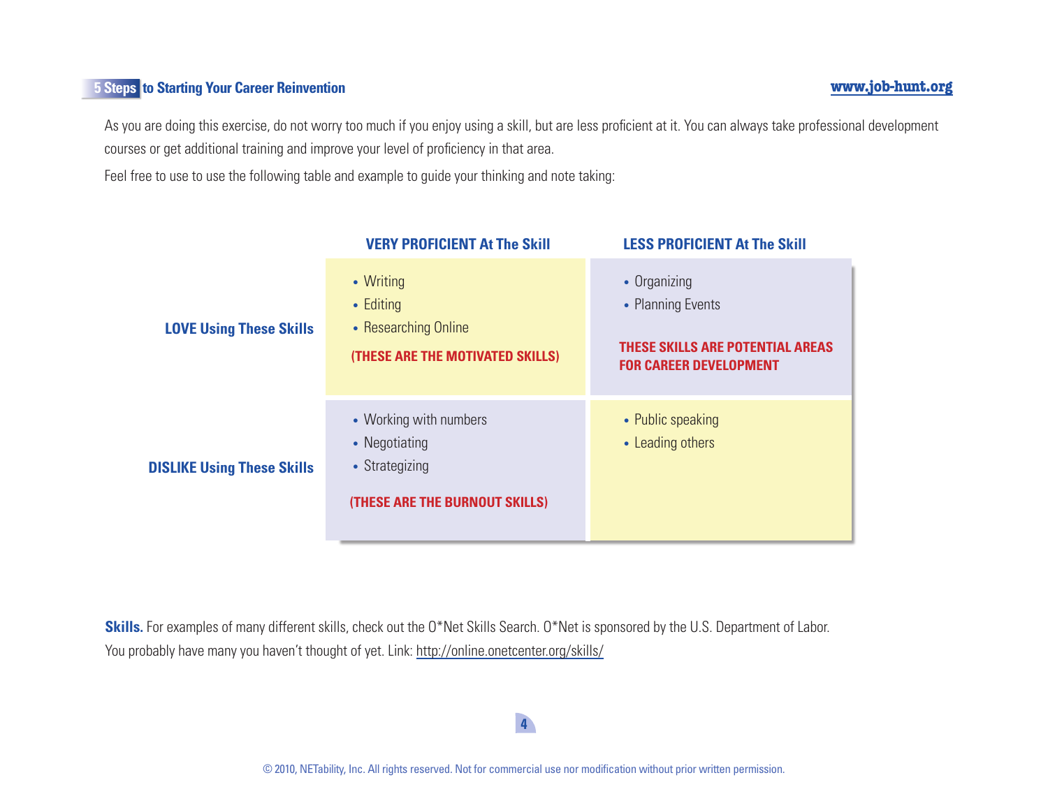As you are doing this exercise, do not worry too much if you enjoy using a skill, but are less proficient at it. You can always take professional development courses or get additional training and improve your level of proficiency in that area.

Feel free to use to use the following table and example to guide your thinking and note taking:

| | **VERY PROFICIENT At The Skill** | **LESS PROFICIENT At The Skill** |
|---|---|---|
| **LOVE Using These Skills** | • Writing<br>• Editing<br>• Researching Online<br>**(THESE ARE THE MOTIVATED SKILLS)** | • Organizing<br>• Planning Events<br>**THESE SKILLS ARE POTENTIAL AREAS FOR CAREER DEVELOPMENT** |
| **DISLIKE Using These Skills** | • Working with numbers<br>• Negotiating<br>• Strategizing<br>**(THESE ARE THE BURNOUT SKILLS)** | • Public speaking<br>• Leading others |

**Skills.** For examples of many different skills, check out the O*Net Skills Search. O*Net is sponsored by the U.S. Department of Labor. You probably have many you haven't thought of yet. Link: http://online.onetcenter.org/skills/

© 2010, NETability, Inc. All rights reserved. Not for commercial use nor modification without prior written permission.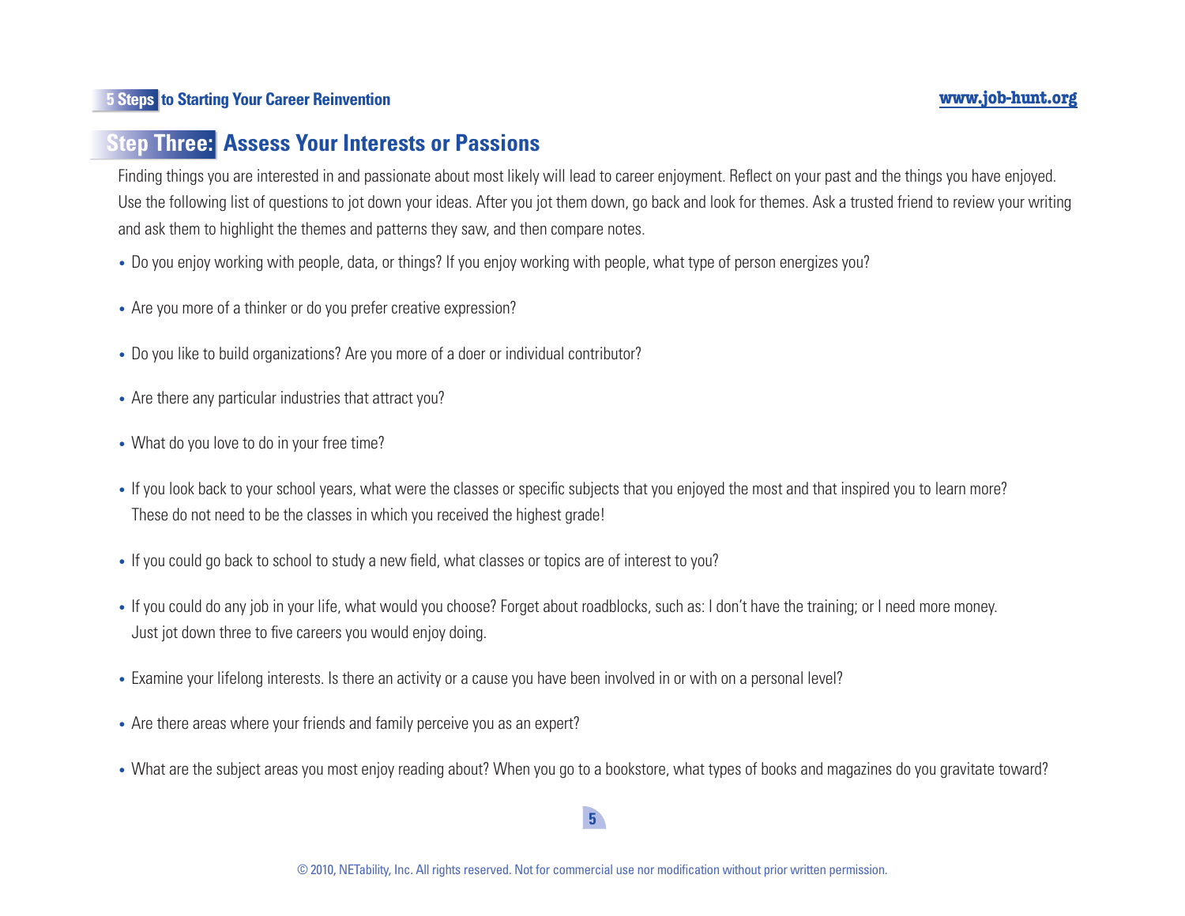## Step Three: Assess Your Interests or Passions

Finding things you are interested in and passionate about most likely will lead to career enjoyment. Reflect on your past and the things you have enjoyed. Use the following list of questions to jot down your ideas. After you jot them down, go back and look for themes. Ask a trusted friend to review your writing and ask them to highlight the themes and patterns they saw, and then compare notes.

- Do you enjoy working with people, data, or things? If you enjoy working with people, what type of person energizes you?
- Are you more of a thinker or do you prefer creative expression?
- Do you like to build organizations? Are you more of a doer or individual contributor?
- Are there any particular industries that attract you?
- What do you love to do in your free time?
- If you look back to your school years, what were the classes or specific subjects that you enjoyed the most and that inspired you to learn more? These do not need to be the classes in which you received the highest grade!
- If you could go back to school to study a new field, what classes or topics are of interest to you?
- If you could do any job in your life, what would you choose? Forget about roadblocks, such as: I don't have the training; or I need more money. Just jot down three to five careers you would enjoy doing.
- Examine your lifelong interests. Is there an activity or a cause you have been involved in or with on a personal level?
- Are there areas where your friends and family perceive you as an expert?
- What are the subject areas you most enjoy reading about? When you go to a bookstore, what types of books and magazines do you gravitate toward?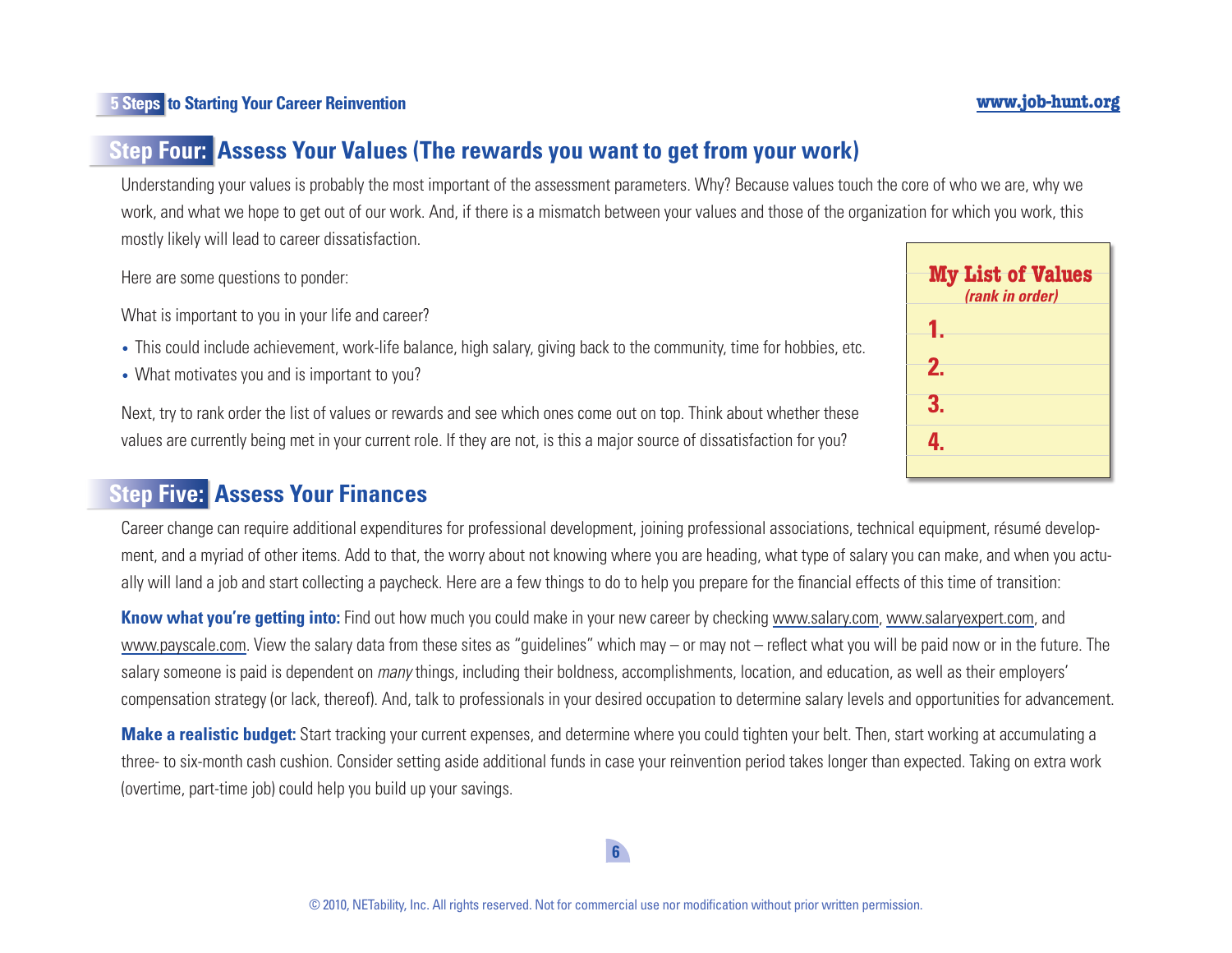## Step Four: Assess Your Values (The rewards you want to get from your work)

Understanding your values is probably the most important of the assessment parameters. Why? Because values touch the core of who we are, why we work, and what we hope to get out of our work. And, if there is a mismatch between your values and those of the organization for which you work, this mostly likely will lead to career dissatisfaction.

Here are some questions to ponder:

What is important to you in your life and career?

- This could include achievement, work-life balance, high salary, giving back to the community, time for hobbies, etc.
- What motivates you and is important to you?

Next, try to rank order the list of values or rewards and see which ones come out on top. Think about whether these values are currently being met in your current role. If they are not, is this a major source of dissatisfaction for you?

**My List of Values**
*(rank in order)*

1.
2.
3.
4.

## Step Five: Assess Your Finances

Career change can require additional expenditures for professional development, joining professional associations, technical equipment, résumé development, and a myriad of other items. Add to that, the worry about not knowing where you are heading, what type of salary you can make, and when you actually will land a job and start collecting a paycheck. Here are a few things to do to help you prepare for the financial effects of this time of transition:

**Know what you're getting into:** Find out how much you could make in your new career by checking www.salary.com, www.salaryexpert.com, and www.payscale.com. View the salary data from these sites as "guidelines" which may – or may not – reflect what you will be paid now or in the future. The salary someone is paid is dependent on *many* things, including their boldness, accomplishments, location, and education, as well as their employers' compensation strategy (or lack, thereof). And, talk to professionals in your desired occupation to determine salary levels and opportunities for advancement.

**Make a realistic budget:** Start tracking your current expenses, and determine where you could tighten your belt. Then, start working at accumulating a three- to six-month cash cushion. Consider setting aside additional funds in case your reinvention period takes longer than expected. Taking on extra work (overtime, part-time job) could help you build up your savings.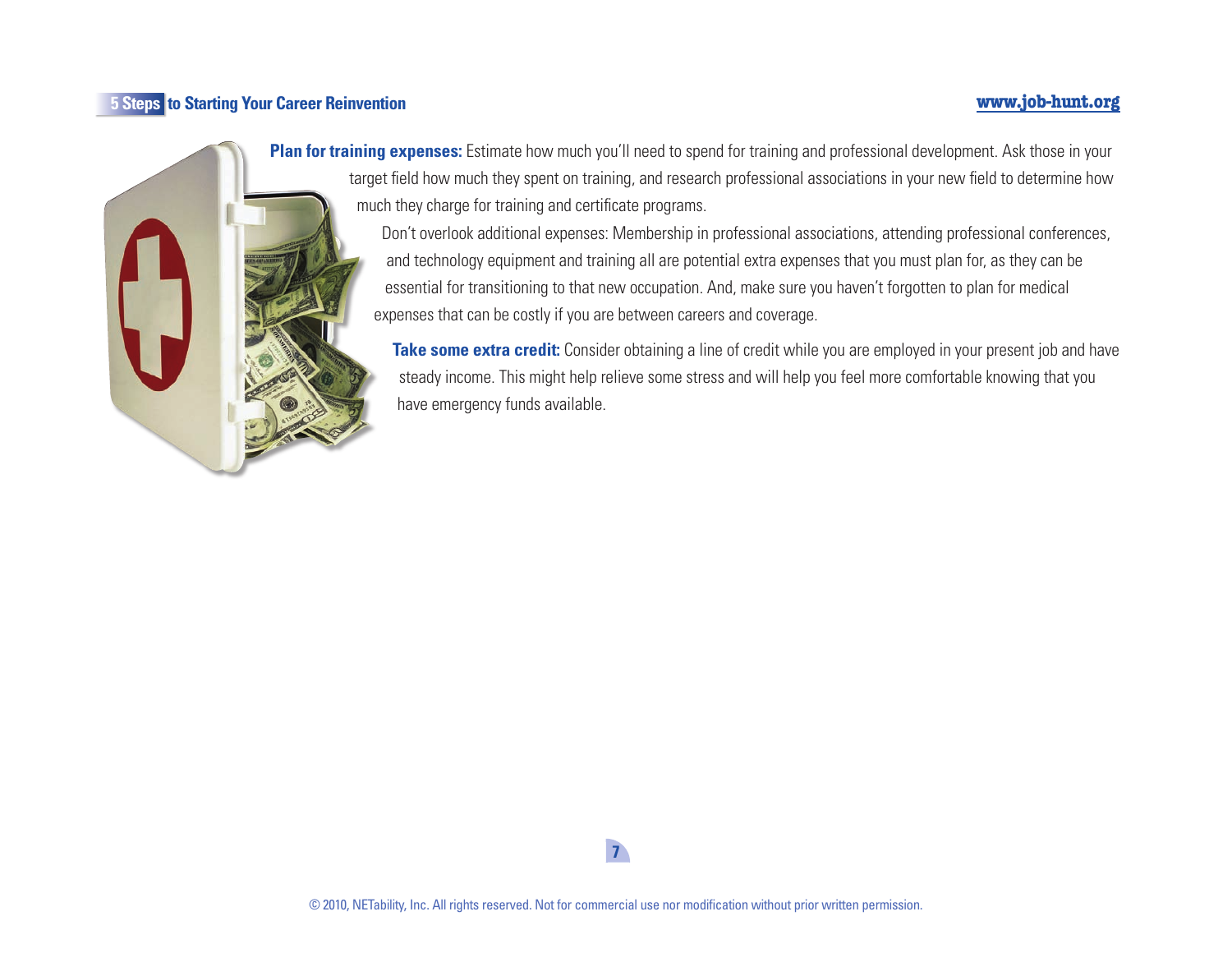**Plan for training expenses:** Estimate how much you'll need to spend for training and professional development. Ask those in your target field how much they spent on training, and research professional associations in your new field to determine how much they charge for training and certificate programs.

Don't overlook additional expenses: Membership in professional associations, attending professional conferences, and technology equipment and training all are potential extra expenses that you must plan for, as they can be essential for transitioning to that new occupation. And, make sure you haven't forgotten to plan for medical expenses that can be costly if you are between careers and coverage.

**Take some extra credit:** Consider obtaining a line of credit while you are employed in your present job and have steady income. This might help relieve some stress and will help you feel more comfortable knowing that you have emergency funds available.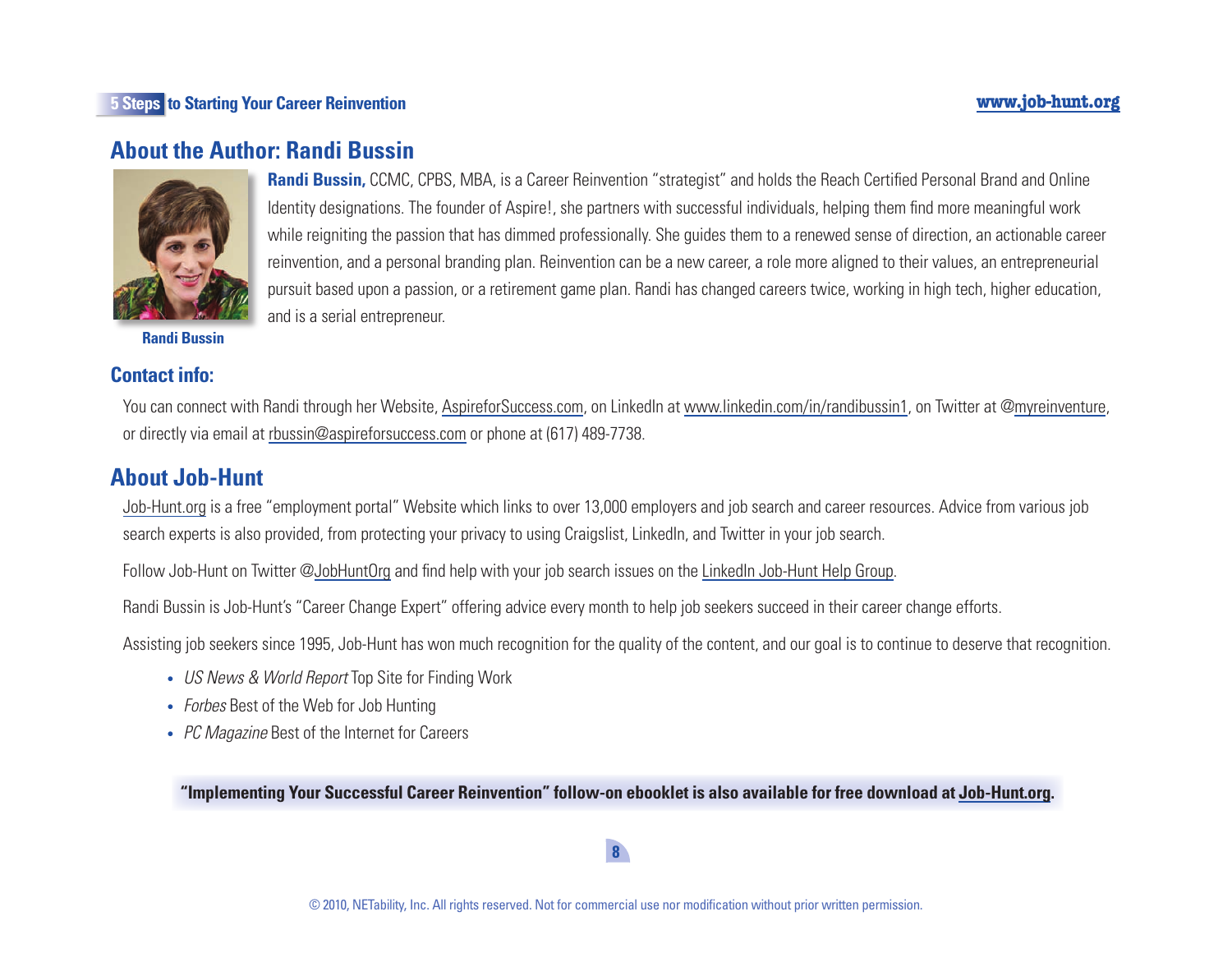## About the Author: Randi Bussin

Randi Bussin

**Randi Bussin,** CCMC, CPBS, MBA, is a Career Reinvention "strategist" and holds the Reach Certified Personal Brand and Online Identity designations. The founder of Aspire!, she partners with successful individuals, helping them find more meaningful work while reigniting the passion that has dimmed professionally. She guides them to a renewed sense of direction, an actionable career reinvention, and a personal branding plan. Reinvention can be a new career, a role more aligned to their values, an entrepreneurial pursuit based upon a passion, or a retirement game plan. Randi has changed careers twice, working in high tech, higher education, and is a serial entrepreneur.

### Contact info:

You can connect with Randi through her Website, AspireforSuccess.com, on LinkedIn at www.linkedin.com/in/randibussin1, on Twitter at @myreinventure, or directly via email at rbussin@aspireforsuccess.com or phone at (617) 489-7738.

## About Job-Hunt

Job-Hunt.org is a free "employment portal" Website which links to over 13,000 employers and job search and career resources. Advice from various job search experts is also provided, from protecting your privacy to using Craigslist, LinkedIn, and Twitter in your job search.

Follow Job-Hunt on Twitter @JobHuntOrg and find help with your job search issues on the LinkedIn Job-Hunt Help Group.

Randi Bussin is Job-Hunt's "Career Change Expert" offering advice every month to help job seekers succeed in their career change efforts.

Assisting job seekers since 1995, Job-Hunt has won much recognition for the quality of the content, and our goal is to continue to deserve that recognition.

- *US News & World Report* Top Site for Finding Work
- *Forbes* Best of the Web for Job Hunting
- *PC Magazine* Best of the Internet for Careers

**"Implementing Your Successful Career Reinvention" follow-on ebooklet is also available for free download at Job-Hunt.org.**

© 2010, NETability, Inc. All rights reserved. Not for commercial use nor modification without prior written permission.